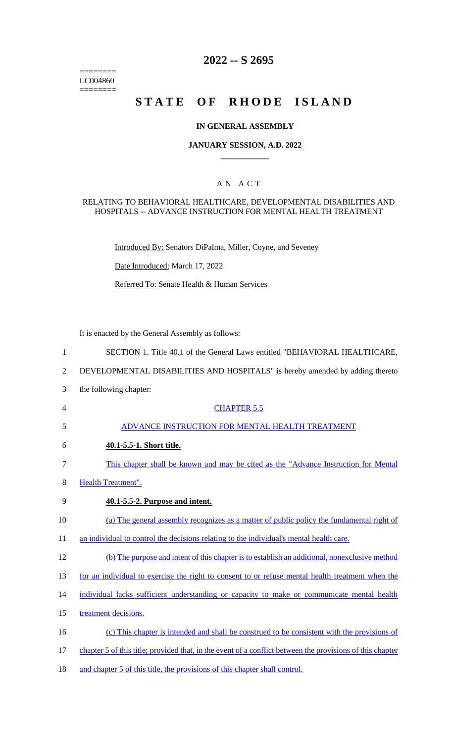========
LC004860
========

# 2022 -- S 2695

# STATE OF RHODE ISLAND

## IN GENERAL ASSEMBLY

## JANUARY SESSION, A.D. 2022

## A N A C T

### RELATING TO BEHAVIORAL HEALTHCARE, DEVELOPMENTAL DISABILITIES AND HOSPITALS -- ADVANCE INSTRUCTION FOR MENTAL HEALTH TREATMENT

Introduced By: Senators DiPalma, Miller, Coyne, and Seveney

Date Introduced: March 17, 2022

Referred To: Senate Health & Human Services

It is enacted by the General Assembly as follows:

1 SECTION 1. Title 40.1 of the General Laws entitled "BEHAVIORAL HEALTHCARE,
2 DEVELOPMENTAL DISABILITIES AND HOSPITALS" is hereby amended by adding thereto
3 the following chapter:

4 CHAPTER 5.5

5 ADVANCE INSTRUCTION FOR MENTAL HEALTH TREATMENT

6 **40.1-5.5-1. Short title.**

7 This chapter shall be known and may be cited as the "Advance Instruction for Mental
8 Health Treatment".

9 **40.1-5.5-2. Purpose and intent.**

10 (a) The general assembly recognizes as a matter of public policy the fundamental right of
11 an individual to control the decisions relating to the individual's mental health care.

12 (b) The purpose and intent of this chapter is to establish an additional, nonexclusive method
13 for an individual to exercise the right to consent to or refuse mental health treatment when the
14 individual lacks sufficient understanding or capacity to make or communicate mental health
15 treatment decisions.

16 (c) This chapter is intended and shall be construed to be consistent with the provisions of
17 chapter 5 of this title; provided that, in the event of a conflict between the provisions of this chapter
18 and chapter 5 of this title, the provisions of this chapter shall control.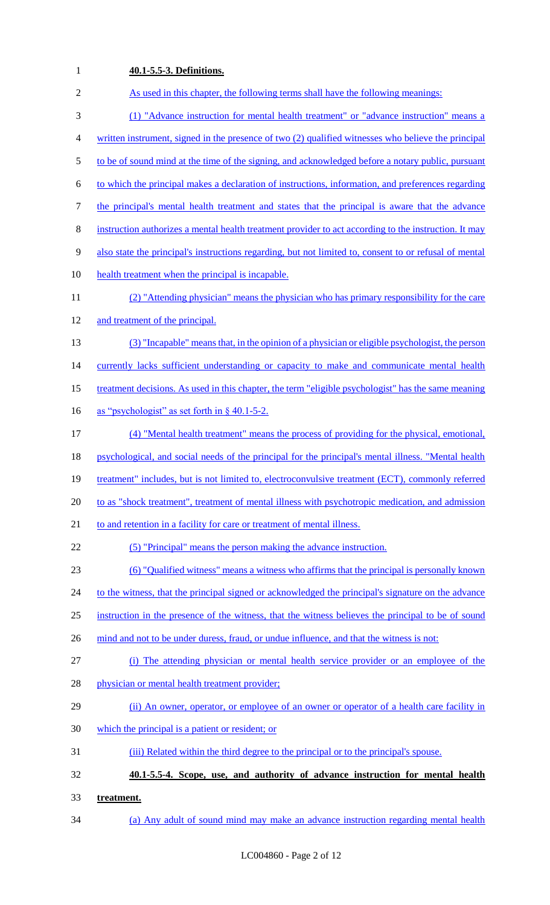**40.1-5.5-3. Definitions.**

As used in this chapter, the following terms shall have the following meanings:

(1) "Advance instruction for mental health treatment" or "advance instruction" means a written instrument, signed in the presence of two (2) qualified witnesses who believe the principal to be of sound mind at the time of the signing, and acknowledged before a notary public, pursuant to which the principal makes a declaration of instructions, information, and preferences regarding the principal's mental health treatment and states that the principal is aware that the advance instruction authorizes a mental health treatment provider to act according to the instruction. It may also state the principal's instructions regarding, but not limited to, consent to or refusal of mental health treatment when the principal is incapable.

(2) "Attending physician" means the physician who has primary responsibility for the care and treatment of the principal.

(3) "Incapable" means that, in the opinion of a physician or eligible psychologist, the person currently lacks sufficient understanding or capacity to make and communicate mental health treatment decisions. As used in this chapter, the term "eligible psychologist" has the same meaning as "psychologist" as set forth in § 40.1-5-2.

(4) "Mental health treatment" means the process of providing for the physical, emotional, psychological, and social needs of the principal for the principal's mental illness. "Mental health treatment" includes, but is not limited to, electroconvulsive treatment (ECT), commonly referred to as "shock treatment", treatment of mental illness with psychotropic medication, and admission to and retention in a facility for care or treatment of mental illness.

(5) "Principal" means the person making the advance instruction.

(6) "Qualified witness" means a witness who affirms that the principal is personally known to the witness, that the principal signed or acknowledged the principal's signature on the advance instruction in the presence of the witness, that the witness believes the principal to be of sound mind and not to be under duress, fraud, or undue influence, and that the witness is not:

(i) The attending physician or mental health service provider or an employee of the physician or mental health treatment provider;

(ii) An owner, operator, or employee of an owner or operator of a health care facility in which the principal is a patient or resident; or

(iii) Related within the third degree to the principal or to the principal's spouse.

**40.1-5.5-4. Scope, use, and authority of advance instruction for mental health treatment.**

(a) Any adult of sound mind may make an advance instruction regarding mental health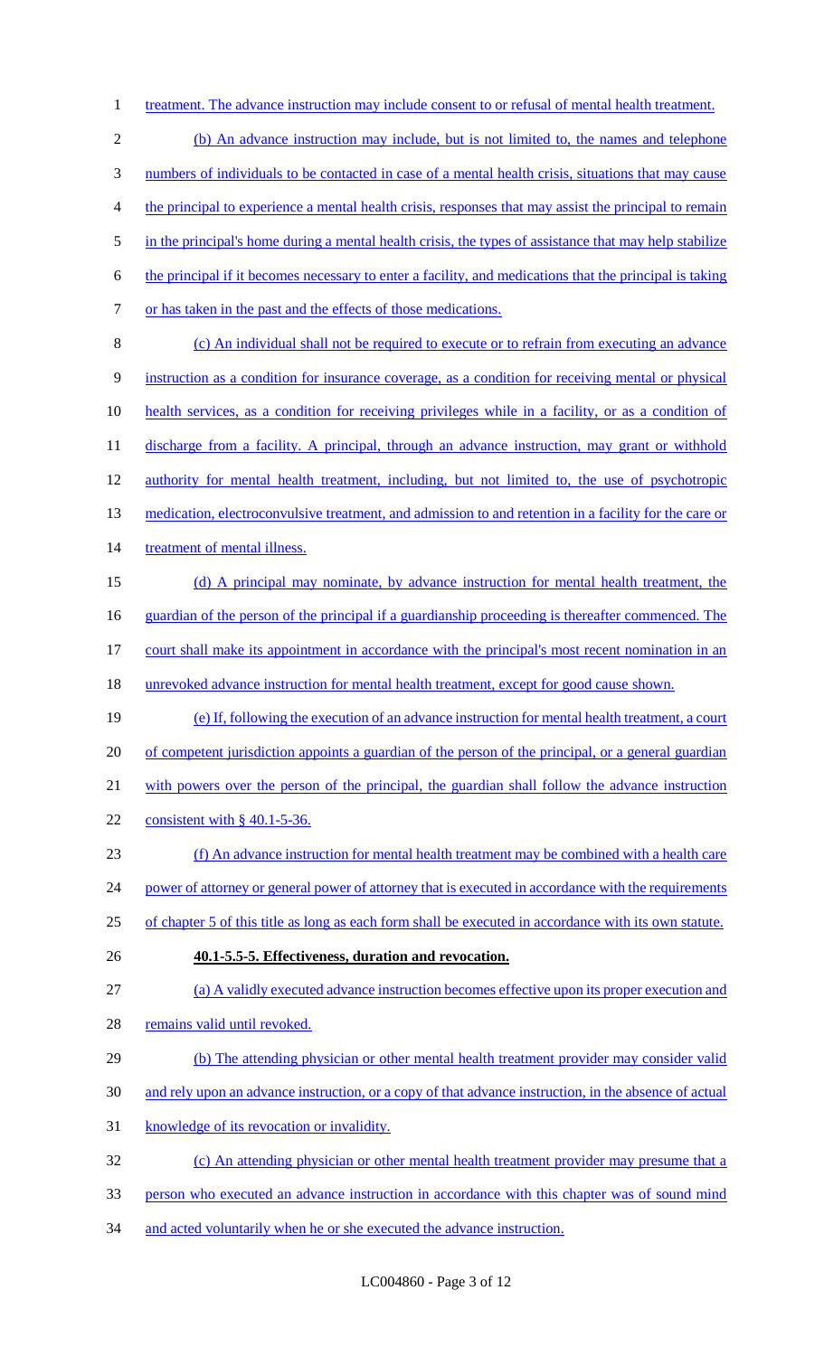treatment. The advance instruction may include consent to or refusal of mental health treatment.

(b) An advance instruction may include, but is not limited to, the names and telephone numbers of individuals to be contacted in case of a mental health crisis, situations that may cause the principal to experience a mental health crisis, responses that may assist the principal to remain in the principal's home during a mental health crisis, the types of assistance that may help stabilize the principal if it becomes necessary to enter a facility, and medications that the principal is taking or has taken in the past and the effects of those medications.

(c) An individual shall not be required to execute or to refrain from executing an advance instruction as a condition for insurance coverage, as a condition for receiving mental or physical health services, as a condition for receiving privileges while in a facility, or as a condition of discharge from a facility. A principal, through an advance instruction, may grant or withhold authority for mental health treatment, including, but not limited to, the use of psychotropic medication, electroconvulsive treatment, and admission to and retention in a facility for the care or treatment of mental illness.

(d) A principal may nominate, by advance instruction for mental health treatment, the guardian of the person of the principal if a guardianship proceeding is thereafter commenced. The court shall make its appointment in accordance with the principal's most recent nomination in an unrevoked advance instruction for mental health treatment, except for good cause shown.

(e) If, following the execution of an advance instruction for mental health treatment, a court of competent jurisdiction appoints a guardian of the person of the principal, or a general guardian with powers over the person of the principal, the guardian shall follow the advance instruction consistent with § 40.1-5-36.

(f) An advance instruction for mental health treatment may be combined with a health care power of attorney or general power of attorney that is executed in accordance with the requirements of chapter 5 of this title as long as each form shall be executed in accordance with its own statute.

**40.1-5.5-5. Effectiveness, duration and revocation.**

(a) A validly executed advance instruction becomes effective upon its proper execution and remains valid until revoked.

(b) The attending physician or other mental health treatment provider may consider valid and rely upon an advance instruction, or a copy of that advance instruction, in the absence of actual knowledge of its revocation or invalidity.

(c) An attending physician or other mental health treatment provider may presume that a person who executed an advance instruction in accordance with this chapter was of sound mind and acted voluntarily when he or she executed the advance instruction.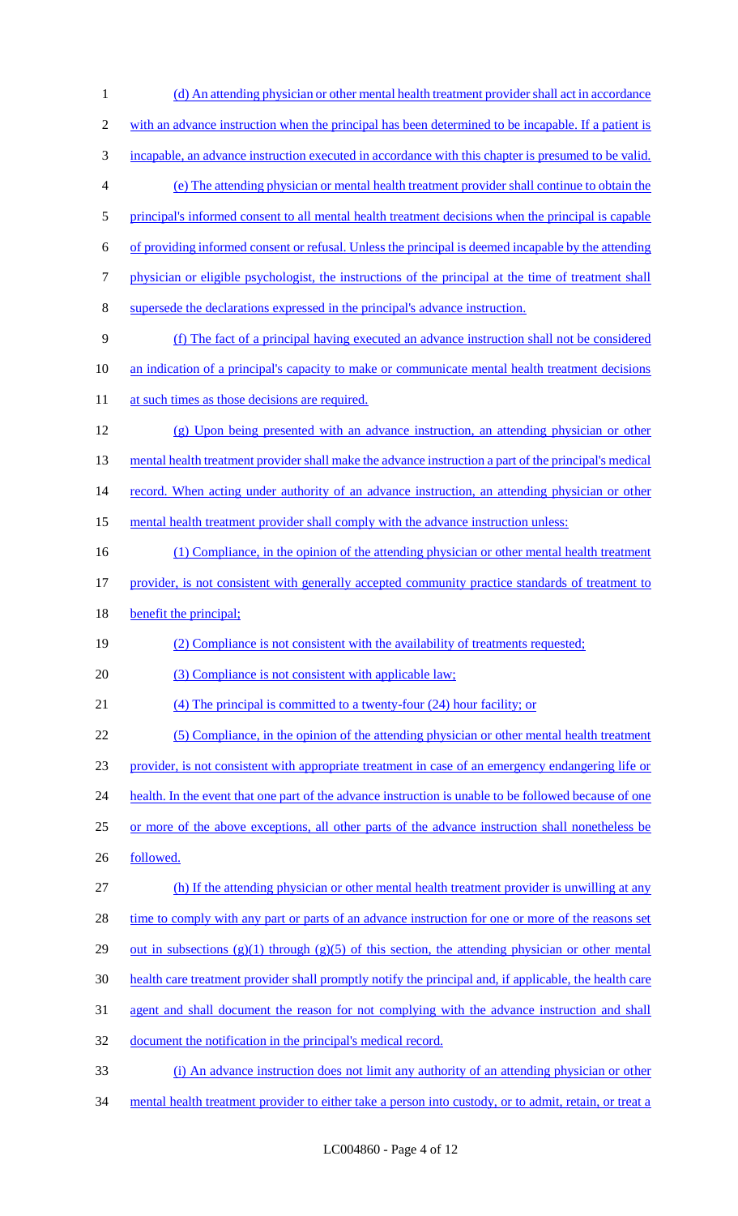(d) An attending physician or other mental health treatment provider shall act in accordance with an advance instruction when the principal has been determined to be incapable. If a patient is incapable, an advance instruction executed in accordance with this chapter is presumed to be valid.

(e) The attending physician or mental health treatment provider shall continue to obtain the principal's informed consent to all mental health treatment decisions when the principal is capable of providing informed consent or refusal. Unless the principal is deemed incapable by the attending physician or eligible psychologist, the instructions of the principal at the time of treatment shall supersede the declarations expressed in the principal's advance instruction.

(f) The fact of a principal having executed an advance instruction shall not be considered an indication of a principal's capacity to make or communicate mental health treatment decisions at such times as those decisions are required.

(g) Upon being presented with an advance instruction, an attending physician or other mental health treatment provider shall make the advance instruction a part of the principal's medical record. When acting under authority of an advance instruction, an attending physician or other mental health treatment provider shall comply with the advance instruction unless:

(1) Compliance, in the opinion of the attending physician or other mental health treatment provider, is not consistent with generally accepted community practice standards of treatment to benefit the principal;

(2) Compliance is not consistent with the availability of treatments requested;

(3) Compliance is not consistent with applicable law;

(4) The principal is committed to a twenty-four (24) hour facility; or

(5) Compliance, in the opinion of the attending physician or other mental health treatment provider, is not consistent with appropriate treatment in case of an emergency endangering life or health. In the event that one part of the advance instruction is unable to be followed because of one or more of the above exceptions, all other parts of the advance instruction shall nonetheless be followed.

(h) If the attending physician or other mental health treatment provider is unwilling at any time to comply with any part or parts of an advance instruction for one or more of the reasons set out in subsections (g)(1) through (g)(5) of this section, the attending physician or other mental health care treatment provider shall promptly notify the principal and, if applicable, the health care agent and shall document the reason for not complying with the advance instruction and shall document the notification in the principal's medical record.

(i) An advance instruction does not limit any authority of an attending physician or other mental health treatment provider to either take a person into custody, or to admit, retain, or treat a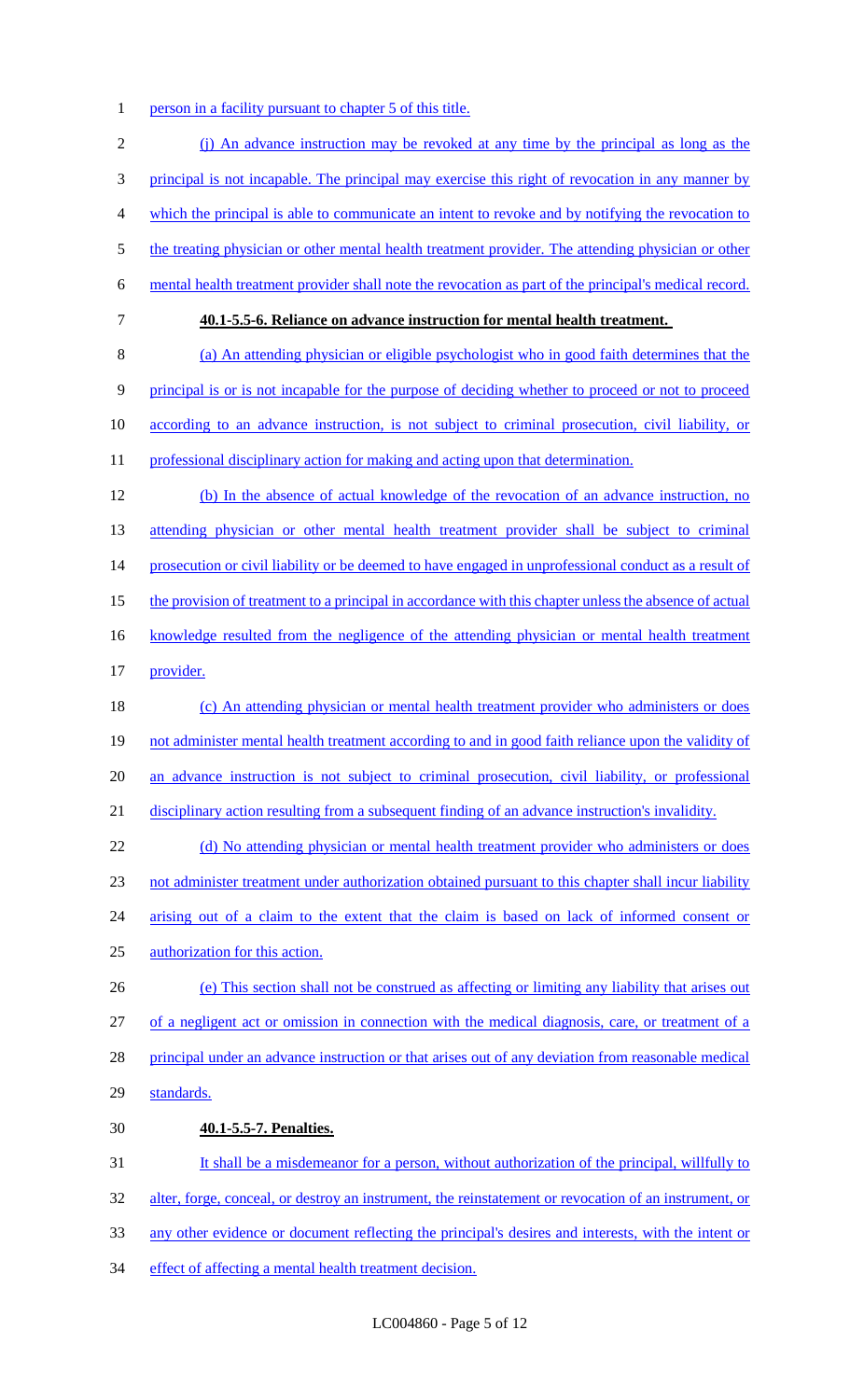person in a facility pursuant to chapter 5 of this title.

(j) An advance instruction may be revoked at any time by the principal as long as the principal is not incapable. The principal may exercise this right of revocation in any manner by which the principal is able to communicate an intent to revoke and by notifying the revocation to the treating physician or other mental health treatment provider. The attending physician or other mental health treatment provider shall note the revocation as part of the principal's medical record.

**40.1-5.5-6. Reliance on advance instruction for mental health treatment.**

(a) An attending physician or eligible psychologist who in good faith determines that the principal is or is not incapable for the purpose of deciding whether to proceed or not to proceed according to an advance instruction, is not subject to criminal prosecution, civil liability, or professional disciplinary action for making and acting upon that determination.

(b) In the absence of actual knowledge of the revocation of an advance instruction, no attending physician or other mental health treatment provider shall be subject to criminal prosecution or civil liability or be deemed to have engaged in unprofessional conduct as a result of the provision of treatment to a principal in accordance with this chapter unless the absence of actual knowledge resulted from the negligence of the attending physician or mental health treatment provider.

(c) An attending physician or mental health treatment provider who administers or does not administer mental health treatment according to and in good faith reliance upon the validity of an advance instruction is not subject to criminal prosecution, civil liability, or professional disciplinary action resulting from a subsequent finding of an advance instruction's invalidity.

(d) No attending physician or mental health treatment provider who administers or does not administer treatment under authorization obtained pursuant to this chapter shall incur liability arising out of a claim to the extent that the claim is based on lack of informed consent or authorization for this action.

(e) This section shall not be construed as affecting or limiting any liability that arises out of a negligent act or omission in connection with the medical diagnosis, care, or treatment of a principal under an advance instruction or that arises out of any deviation from reasonable medical standards.

**40.1-5.5-7. Penalties.**

It shall be a misdemeanor for a person, without authorization of the principal, willfully to alter, forge, conceal, or destroy an instrument, the reinstatement or revocation of an instrument, or any other evidence or document reflecting the principal's desires and interests, with the intent or effect of affecting a mental health treatment decision.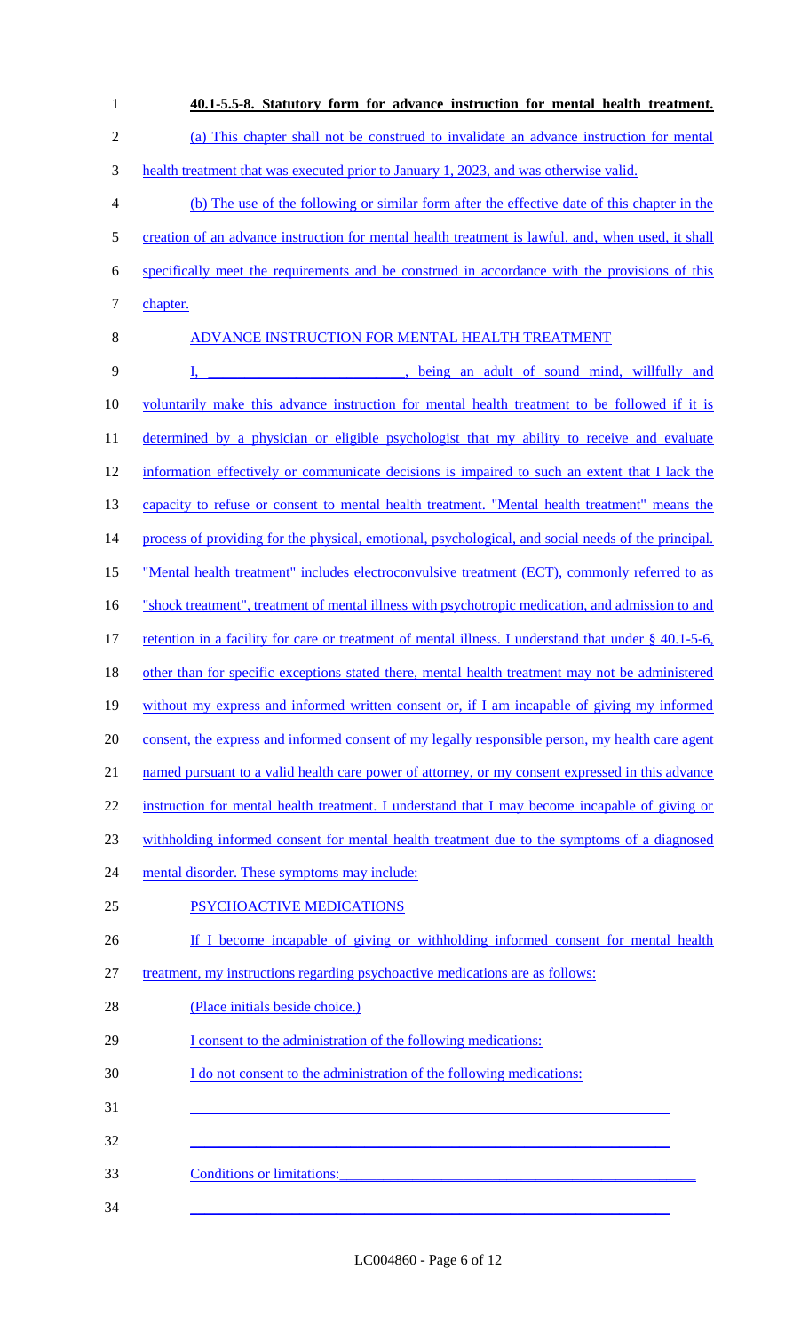**40.1-5.5-8. Statutory form for advance instruction for mental health treatment.**

(a) This chapter shall not be construed to invalidate an advance instruction for mental health treatment that was executed prior to January 1, 2023, and was otherwise valid.

(b) The use of the following or similar form after the effective date of this chapter in the creation of an advance instruction for mental health treatment is lawful, and, when used, it shall specifically meet the requirements and be construed in accordance with the provisions of this chapter.

ADVANCE INSTRUCTION FOR MENTAL HEALTH TREATMENT

I, ___________________________, being an adult of sound mind, willfully and voluntarily make this advance instruction for mental health treatment to be followed if it is determined by a physician or eligible psychologist that my ability to receive and evaluate information effectively or communicate decisions is impaired to such an extent that I lack the capacity to refuse or consent to mental health treatment. "Mental health treatment" means the process of providing for the physical, emotional, psychological, and social needs of the principal. "Mental health treatment" includes electroconvulsive treatment (ECT), commonly referred to as "shock treatment", treatment of mental illness with psychotropic medication, and admission to and retention in a facility for care or treatment of mental illness. I understand that under § 40.1-5-6, other than for specific exceptions stated there, mental health treatment may not be administered without my express and informed written consent or, if I am incapable of giving my informed consent, the express and informed consent of my legally responsible person, my health care agent named pursuant to a valid health care power of attorney, or my consent expressed in this advance instruction for mental health treatment. I understand that I may become incapable of giving or withholding informed consent for mental health treatment due to the symptoms of a diagnosed mental disorder. These symptoms may include:

PSYCHOACTIVE MEDICATIONS

If I become incapable of giving or withholding informed consent for mental health treatment, my instructions regarding psychoactive medications are as follows:

(Place initials beside choice.)

I consent to the administration of the following medications:

I do not consent to the administration of the following medications:

_______________________________________________________________

_______________________________________________________________

Conditions or limitations:______________________________________________

_______________________________________________________________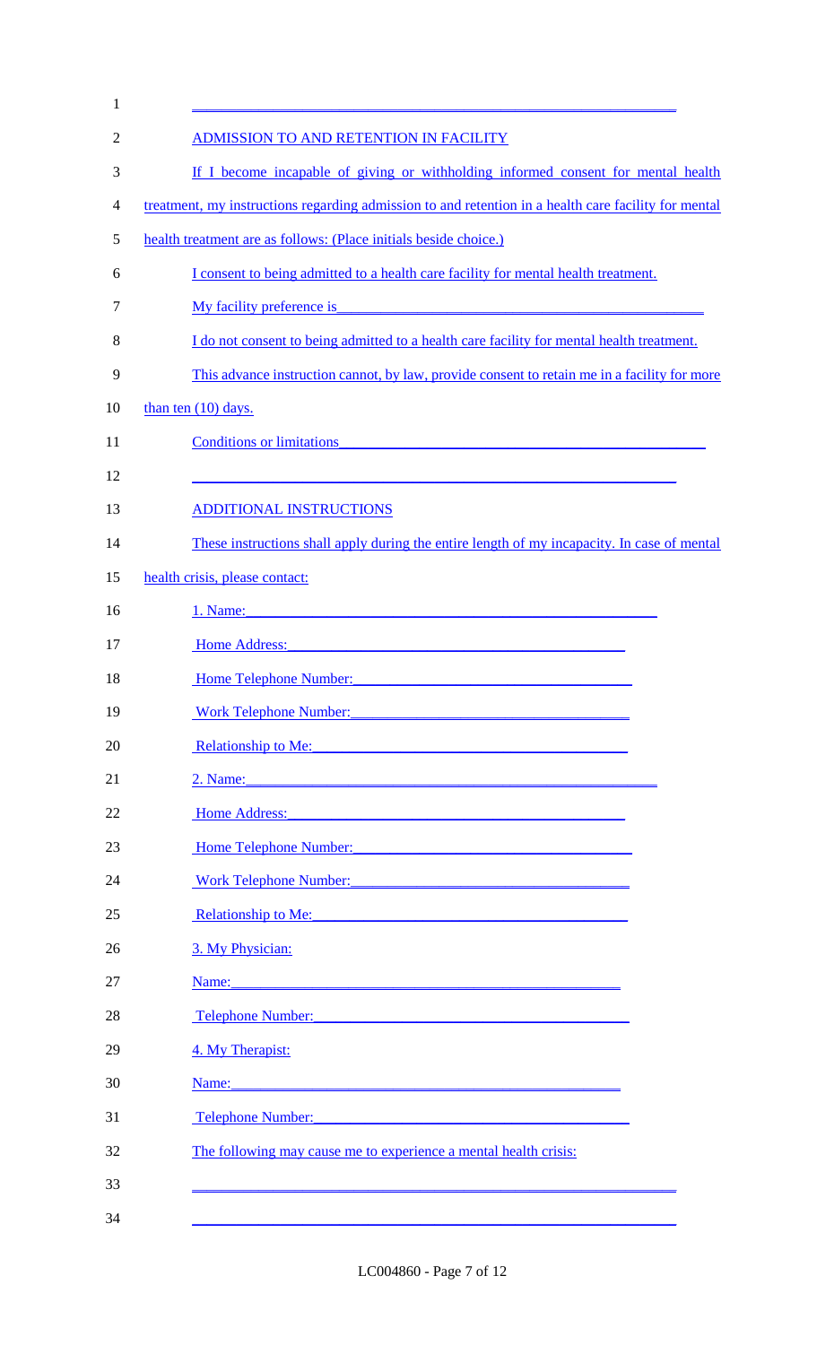______________________________________________________________

ADMISSION TO AND RETENTION IN FACILITY

If I become incapable of giving or withholding informed consent for mental health treatment, my instructions regarding admission to and retention in a health care facility for mental health treatment are as follows: (Place initials beside choice.)

I consent to being admitted to a health care facility for mental health treatment.

My facility preference is______________________________________________

I do not consent to being admitted to a health care facility for mental health treatment.

This advance instruction cannot, by law, provide consent to retain me in a facility for more than ten (10) days.

Conditions or limitations_____________________________________________

______________________________________________________________

ADDITIONAL INSTRUCTIONS

These instructions shall apply during the entire length of my incapacity. In case of mental health crisis, please contact:

1. Name:___________________________________________________

Home Address:____________________________________________

Home Telephone Number:____________________________________

Work Telephone Number:____________________________________

Relationship to Me:_________________________________________

2. Name:___________________________________________________

Home Address:____________________________________________

Home Telephone Number:____________________________________

Work Telephone Number:____________________________________

Relationship to Me:_________________________________________

3. My Physician:

Name:_________________________________________________

Telephone Number:______________________________________

4. My Therapist:

Name:_________________________________________________

Telephone Number:______________________________________

The following may cause me to experience a mental health crisis:

______________________________________________________________

______________________________________________________________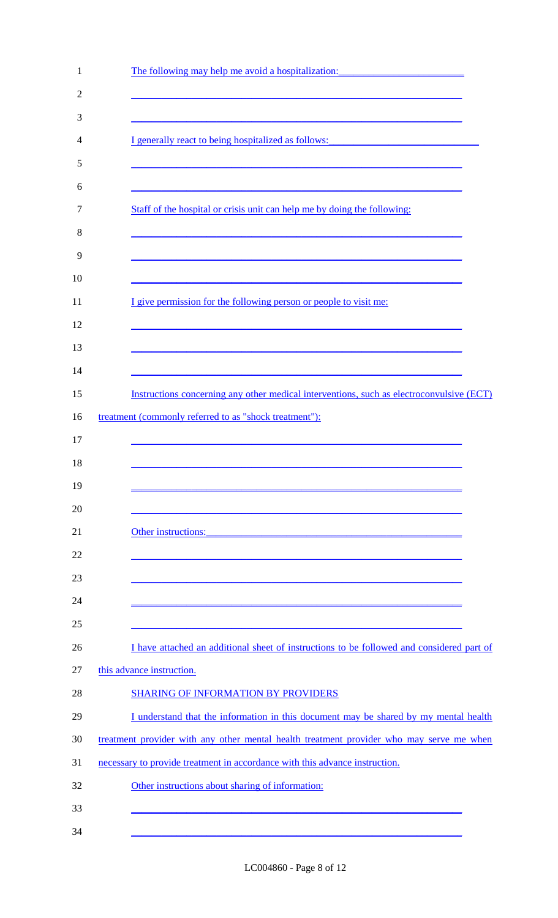The following may help me avoid a hospitalization:________________________

_______________________________________________________________

_______________________________________________________________

I generally react to being hospitalized as follows:______________________________

_______________________________________________________________

_______________________________________________________________

Staff of the hospital or crisis unit can help me by doing the following:

_______________________________________________________________

_______________________________________________________________

_______________________________________________________________

I give permission for the following person or people to visit me:

_______________________________________________________________

_______________________________________________________________

_______________________________________________________________

Instructions concerning any other medical interventions, such as electroconvulsive (ECT) treatment (commonly referred to as "shock treatment"):

_______________________________________________________________

_______________________________________________________________

_______________________________________________________________

_______________________________________________________________

Other instructions:_______________________________________________

_______________________________________________________________

_______________________________________________________________

_______________________________________________________________

_______________________________________________________________

I have attached an additional sheet of instructions to be followed and considered part of this advance instruction.

SHARING OF INFORMATION BY PROVIDERS

I understand that the information in this document may be shared by my mental health treatment provider with any other mental health treatment provider who may serve me when necessary to provide treatment in accordance with this advance instruction.

Other instructions about sharing of information:

_______________________________________________________________

_______________________________________________________________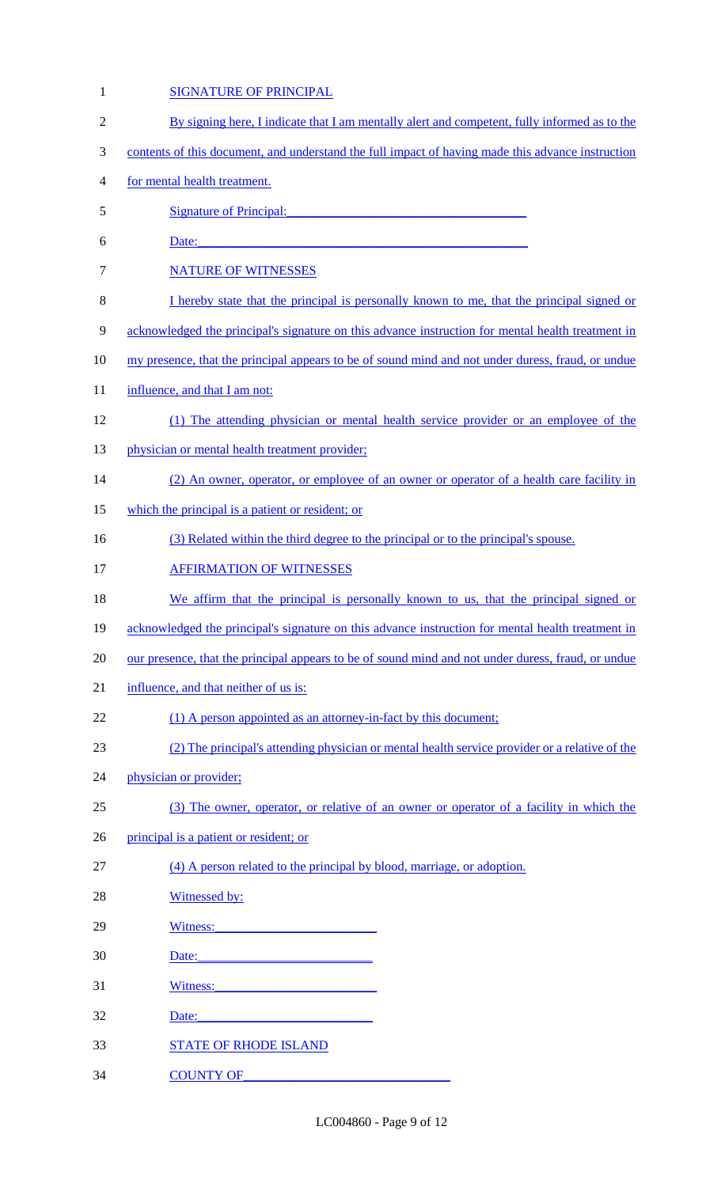SIGNATURE OF PRINCIPAL

By signing here, I indicate that I am mentally alert and competent, fully informed as to the contents of this document, and understand the full impact of having made this advance instruction for mental health treatment.

Signature of Principal:\_\_\_\_\_\_\_\_\_\_\_\_\_\_\_\_\_\_\_\_\_\_\_\_\_\_\_\_\_\_\_\_\_\_\_

Date:\_\_\_\_\_\_\_\_\_\_\_\_\_\_\_\_\_\_\_\_\_\_\_\_\_\_\_\_\_\_\_\_\_\_\_\_\_\_\_\_\_\_\_\_\_\_\_

NATURE OF WITNESSES

I hereby state that the principal is personally known to me, that the principal signed or acknowledged the principal's signature on this advance instruction for mental health treatment in my presence, that the principal appears to be of sound mind and not under duress, fraud, or undue influence, and that I am not:

(1) The attending physician or mental health service provider or an employee of the physician or mental health treatment provider;

(2) An owner, operator, or employee of an owner or operator of a health care facility in which the principal is a patient or resident; or

(3) Related within the third degree to the principal or to the principal's spouse.

AFFIRMATION OF WITNESSES

We affirm that the principal is personally known to us, that the principal signed or acknowledged the principal's signature on this advance instruction for mental health treatment in our presence, that the principal appears to be of sound mind and not under duress, fraud, or undue influence, and that neither of us is:

(1) A person appointed as an attorney-in-fact by this document;

(2) The principal's attending physician or mental health service provider or a relative of the physician or provider;

(3) The owner, operator, or relative of an owner or operator of a facility in which the principal is a patient or resident; or

(4) A person related to the principal by blood, marriage, or adoption.

Witnessed by:

Witness:\_\_\_\_\_\_\_\_\_\_\_\_\_\_\_\_\_\_\_\_\_\_\_\_\_

Date:\_\_\_\_\_\_\_\_\_\_\_\_\_\_\_\_\_\_\_\_\_\_\_\_\_\_\_

Witness:\_\_\_\_\_\_\_\_\_\_\_\_\_\_\_\_\_\_\_\_\_\_\_\_\_

Date:\_\_\_\_\_\_\_\_\_\_\_\_\_\_\_\_\_\_\_\_\_\_\_\_\_\_\_

STATE OF RHODE ISLAND

COUNTY OF\_\_\_\_\_\_\_\_\_\_\_\_\_\_\_\_\_\_\_\_\_\_\_\_\_\_\_\_\_\_\_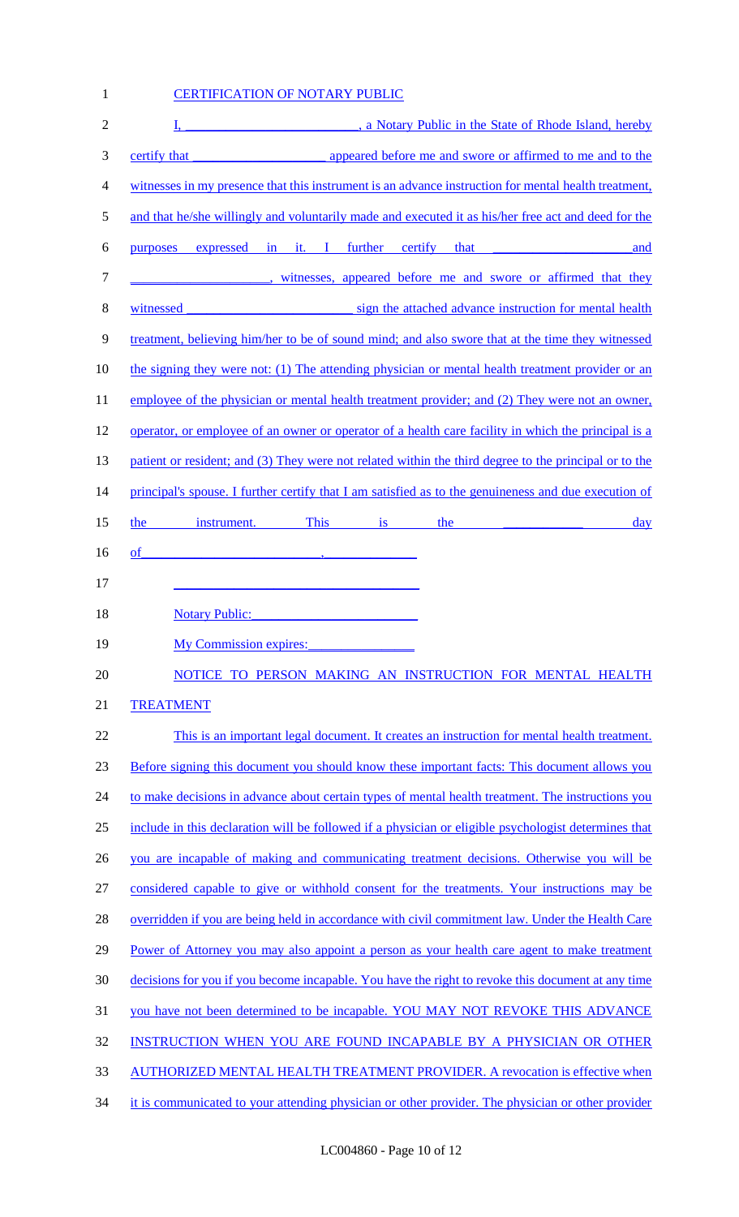CERTIFICATION OF NOTARY PUBLIC

I, ___________________________, a Notary Public in the State of Rhode Island, hereby certify that ____________________ appeared before me and swore or affirmed to me and to the witnesses in my presence that this instrument is an advance instruction for mental health treatment, and that he/she willingly and voluntarily made and executed it as his/her free act and deed for the purposes expressed in it. I further certify that ____________________ and ____________________, witnesses, appeared before me and swore or affirmed that they witnessed __________________________ sign the attached advance instruction for mental health treatment, believing him/her to be of sound mind; and also swore that at the time they witnessed the signing they were not: (1) The attending physician or mental health treatment provider or an employee of the physician or mental health treatment provider; and (2) They were not an owner, operator, or employee of an owner or operator of a health care facility in which the principal is a patient or resident; and (3) They were not related within the third degree to the principal or to the principal's spouse. I further certify that I am satisfied as to the genuineness and due execution of the instrument. This is the ____________ day of____________________________, ______________

________________________________________

Notary Public:__________________________

My Commission expires:________________

NOTICE TO PERSON MAKING AN INSTRUCTION FOR MENTAL HEALTH TREATMENT

This is an important legal document. It creates an instruction for mental health treatment. Before signing this document you should know these important facts: This document allows you to make decisions in advance about certain types of mental health treatment. The instructions you include in this declaration will be followed if a physician or eligible psychologist determines that you are incapable of making and communicating treatment decisions. Otherwise you will be considered capable to give or withhold consent for the treatments. Your instructions may be overridden if you are being held in accordance with civil commitment law. Under the Health Care Power of Attorney you may also appoint a person as your health care agent to make treatment decisions for you if you become incapable. You have the right to revoke this document at any time you have not been determined to be incapable. YOU MAY NOT REVOKE THIS ADVANCE INSTRUCTION WHEN YOU ARE FOUND INCAPABLE BY A PHYSICIAN OR OTHER AUTHORIZED MENTAL HEALTH TREATMENT PROVIDER. A revocation is effective when it is communicated to your attending physician or other provider. The physician or other provider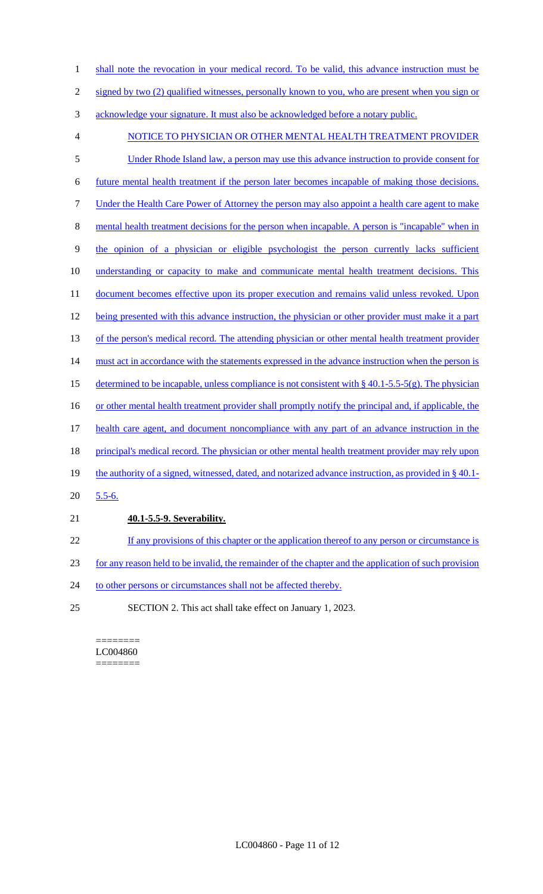shall note the revocation in your medical record. To be valid, this advance instruction must be signed by two (2) qualified witnesses, personally known to you, who are present when you sign or acknowledge your signature. It must also be acknowledged before a notary public.

NOTICE TO PHYSICIAN OR OTHER MENTAL HEALTH TREATMENT PROVIDER

Under Rhode Island law, a person may use this advance instruction to provide consent for future mental health treatment if the person later becomes incapable of making those decisions. Under the Health Care Power of Attorney the person may also appoint a health care agent to make mental health treatment decisions for the person when incapable. A person is "incapable" when in the opinion of a physician or eligible psychologist the person currently lacks sufficient understanding or capacity to make and communicate mental health treatment decisions. This document becomes effective upon its proper execution and remains valid unless revoked. Upon being presented with this advance instruction, the physician or other provider must make it a part of the person's medical record. The attending physician or other mental health treatment provider must act in accordance with the statements expressed in the advance instruction when the person is determined to be incapable, unless compliance is not consistent with § 40.1-5.5-5(g). The physician or other mental health treatment provider shall promptly notify the principal and, if applicable, the health care agent, and document noncompliance with any part of an advance instruction in the principal's medical record. The physician or other mental health treatment provider may rely upon the authority of a signed, witnessed, dated, and notarized advance instruction, as provided in § 40.1-5.5-6.

**40.1-5.5-9. Severability.**

If any provisions of this chapter or the application thereof to any person or circumstance is for any reason held to be invalid, the remainder of the chapter and the application of such provision to other persons or circumstances shall not be affected thereby.

SECTION 2. This act shall take effect on January 1, 2023.

========
LC004860
========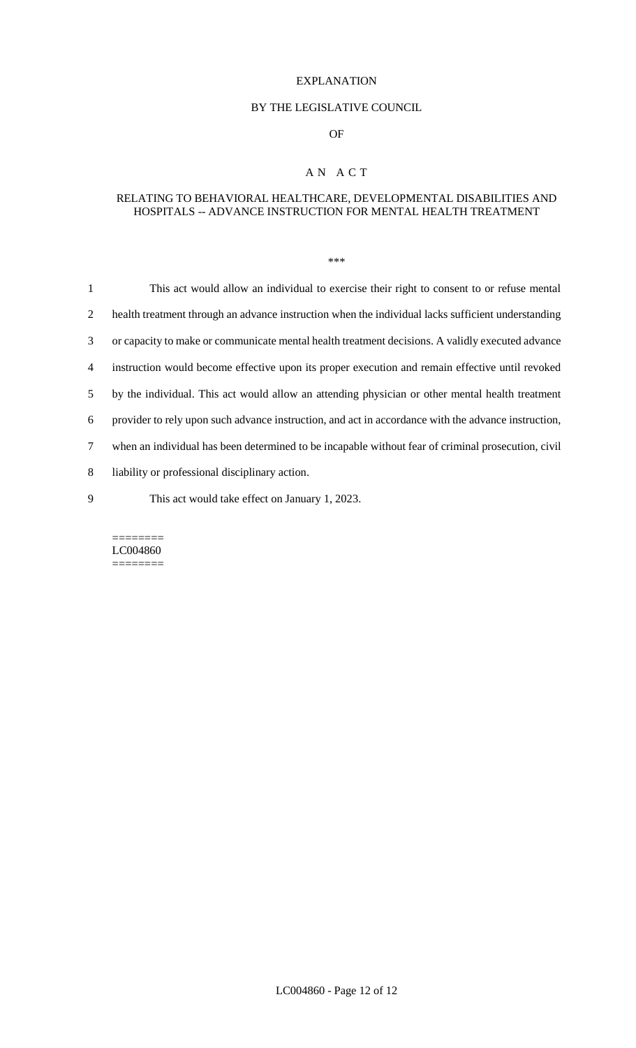EXPLANATION

BY THE LEGISLATIVE COUNCIL

OF

A N A C T

RELATING TO BEHAVIORAL HEALTHCARE, DEVELOPMENTAL DISABILITIES AND HOSPITALS -- ADVANCE INSTRUCTION FOR MENTAL HEALTH TREATMENT

\*\*\*

This act would allow an individual to exercise their right to consent to or refuse mental health treatment through an advance instruction when the individual lacks sufficient understanding or capacity to make or communicate mental health treatment decisions. A validly executed advance instruction would become effective upon its proper execution and remain effective until revoked by the individual. This act would allow an attending physician or other mental health treatment provider to rely upon such advance instruction, and act in accordance with the advance instruction, when an individual has been determined to be incapable without fear of criminal prosecution, civil liability or professional disciplinary action.

This act would take effect on January 1, 2023.

========
LC004860
========